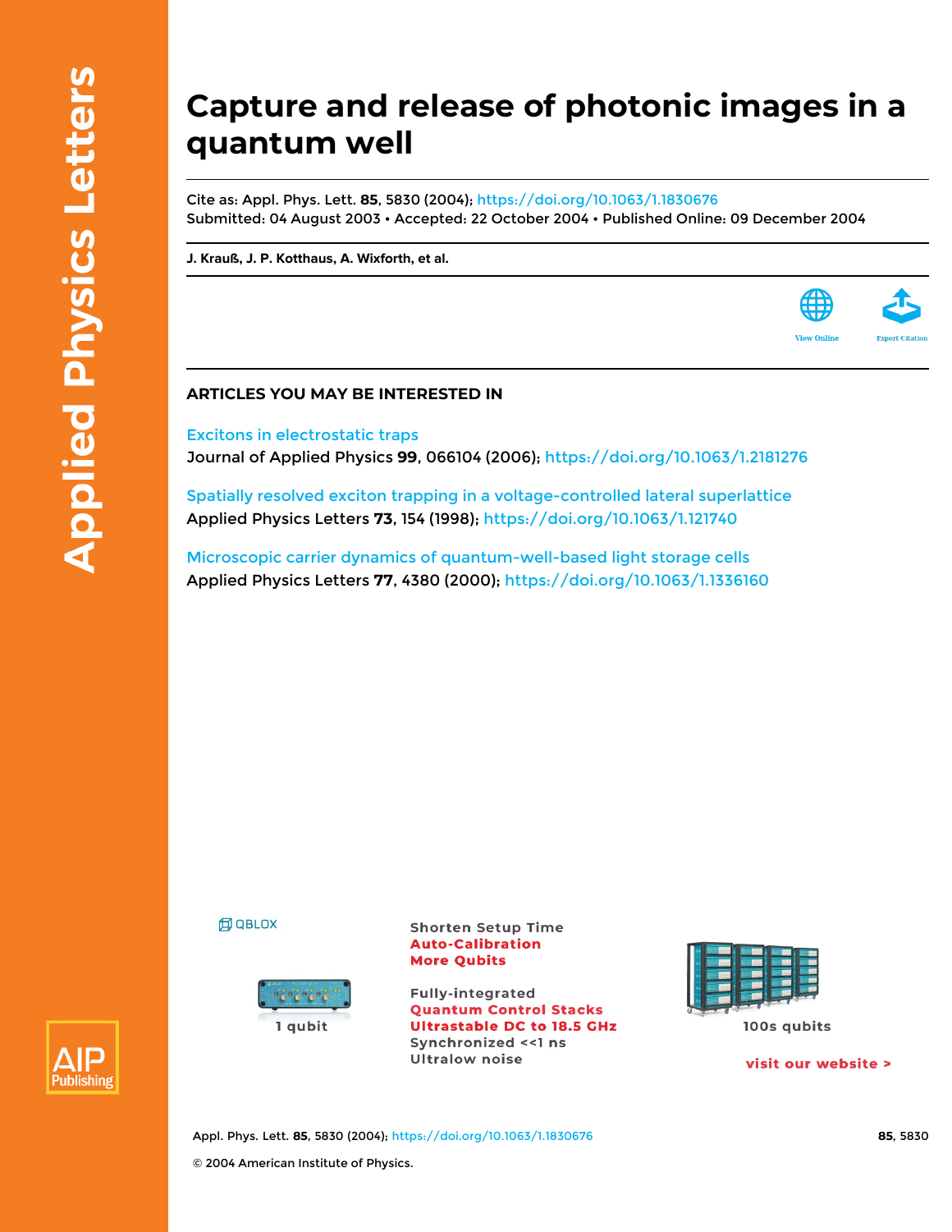# Capture and release of photonic images in a quantum well

Cite as: Appl. Phys. Lett. **85**, 5830 (2004); https://doi.org/10.1063/1.1830676
Submitted: 04 August 2003 • Accepted: 22 October 2004 • Published Online: 09 December 2004

**J. Krauß, J. P. Kotthaus, A. Wixforth, et al.**

## ARTICLES YOU MAY BE INTERESTED IN

Excitons in electrostatic traps
Journal of Applied Physics **99**, 066104 (2006); https://doi.org/10.1063/1.2181276

Spatially resolved exciton trapping in a voltage-controlled lateral superlattice
Applied Physics Letters **73**, 154 (1998); https://doi.org/10.1063/1.121740

Microscopic carrier dynamics of quantum-well-based light storage cells
Applied Physics Letters **77**, 4380 (2000); https://doi.org/10.1063/1.1336160

© 2004 American Institute of Physics.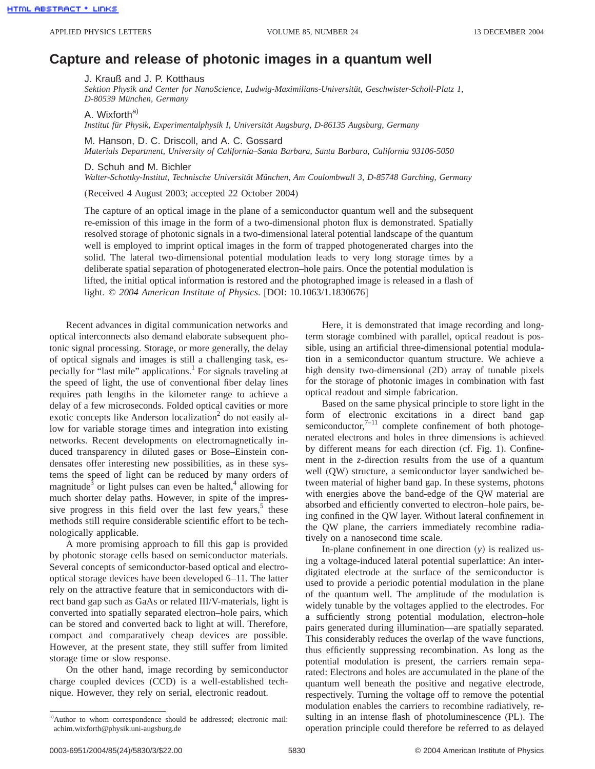# Capture and release of photonic images in a quantum well

J. Krauß and J. P. Kotthaus
*Sektion Physik and Center for NanoScience, Ludwig-Maximilians-Universität, Geschwister-Scholl-Platz 1, D-80539 München, Germany*

A. Wixforth[a)]
*Institut für Physik, Experimentalphysik I, Universität Augsburg, D-86135 Augsburg, Germany*

M. Hanson, D. C. Driscoll, and A. C. Gossard
*Materials Department, University of California–Santa Barbara, Santa Barbara, California 93106-5050*

D. Schuh and M. Bichler
*Walter-Schottky-Institut, Technische Universität München, Am Coulombwall 3, D-85748 Garching, Germany*

(Received 4 August 2003; accepted 22 October 2004)

The capture of an optical image in the plane of a semiconductor quantum well and the subsequent re-emission of this image in the form of a two-dimensional photon flux is demonstrated. Spatially resolved storage of photonic signals in a two-dimensional lateral potential landscape of the quantum well is employed to imprint optical images in the form of trapped photogenerated charges into the solid. The lateral two-dimensional potential modulation leads to very long storage times by a deliberate spatial separation of photogenerated electron–hole pairs. Once the potential modulation is lifted, the initial optical information is restored and the photographed image is released in a flash of light. © *2004 American Institute of Physics*. [DOI: 10.1063/1.1830676]

Recent advances in digital communication networks and optical interconnects also demand elaborate subsequent photonic signal processing. Storage, or more generally, the delay of optical signals and images is still a challenging task, especially for "last mile" applications.[1] For signals traveling at the speed of light, the use of conventional fiber delay lines requires path lengths in the kilometer range to achieve a delay of a few microseconds. Folded optical cavities or more exotic concepts like Anderson localization[2] do not easily allow for variable storage times and integration into existing networks. Recent developments on electromagnetically induced transparency in diluted gases or Bose–Einstein condensates offer interesting new possibilities, as in these systems the speed of light can be reduced by many orders of magnitude[3] or light pulses can even be halted,[4] allowing for much shorter delay paths. However, in spite of the impressive progress in this field over the last few years,[5] these methods still require considerable scientific effort to be technologically applicable.

A more promising approach to fill this gap is provided by photonic storage cells based on semiconductor materials. Several concepts of semiconductor-based optical and electro-optical storage devices have been developed 6–11. The latter rely on the attractive feature that in semiconductors with direct band gap such as GaAs or related III/V-materials, light is converted into spatially separated electron–hole pairs, which can be stored and converted back to light at will. Therefore, compact and comparatively cheap devices are possible. However, at the present state, they still suffer from limited storage time or slow response.

On the other hand, image recording by semiconductor charge coupled devices (CCD) is a well-established technique. However, they rely on serial, electronic readout.

Here, it is demonstrated that image recording and long-term storage combined with parallel, optical readout is possible, using an artificial three-dimensional potential modulation in a semiconductor quantum structure. We achieve a high density two-dimensional (2D) array of tunable pixels for the storage of photonic images in combination with fast optical readout and simple fabrication.

Based on the same physical principle to store light in the form of electronic excitations in a direct band gap semiconductor,[7–11] complete confinement of both photogenerated electrons and holes in three dimensions is achieved by different means for each direction (cf. Fig. 1). Confinement in the *z*-direction results from the use of a quantum well (QW) structure, a semiconductor layer sandwiched between material of higher band gap. In these systems, photons with energies above the band-edge of the QW material are absorbed and efficiently converted to electron–hole pairs, being confined in the QW layer. Without lateral confinement in the QW plane, the carriers immediately recombine radiatively on a nanosecond time scale.

In-plane confinement in one direction $(y)$ is realized using a voltage-induced lateral potential superlattice: An interdigitated electrode at the surface of the semiconductor is used to provide a periodic potential modulation in the plane of the quantum well. The amplitude of the modulation is widely tunable by the voltages applied to the electrodes. For a sufficiently strong potential modulation, electron–hole pairs generated during illumination—are spatially separated. This considerably reduces the overlap of the wave functions, thus efficiently suppressing recombination. As long as the potential modulation is present, the carriers remain separated: Electrons and holes are accumulated in the plane of the quantum well beneath the positive and negative electrode, respectively. Turning the voltage off to remove the potential modulation enables the carriers to recombine radiatively, resulting in an intense flash of photoluminescence (PL). The operation principle could therefore be referred to as delayed

[a)]Author to whom correspondence should be addressed; electronic mail: achim.wixforth@physik.uni-augsburg.de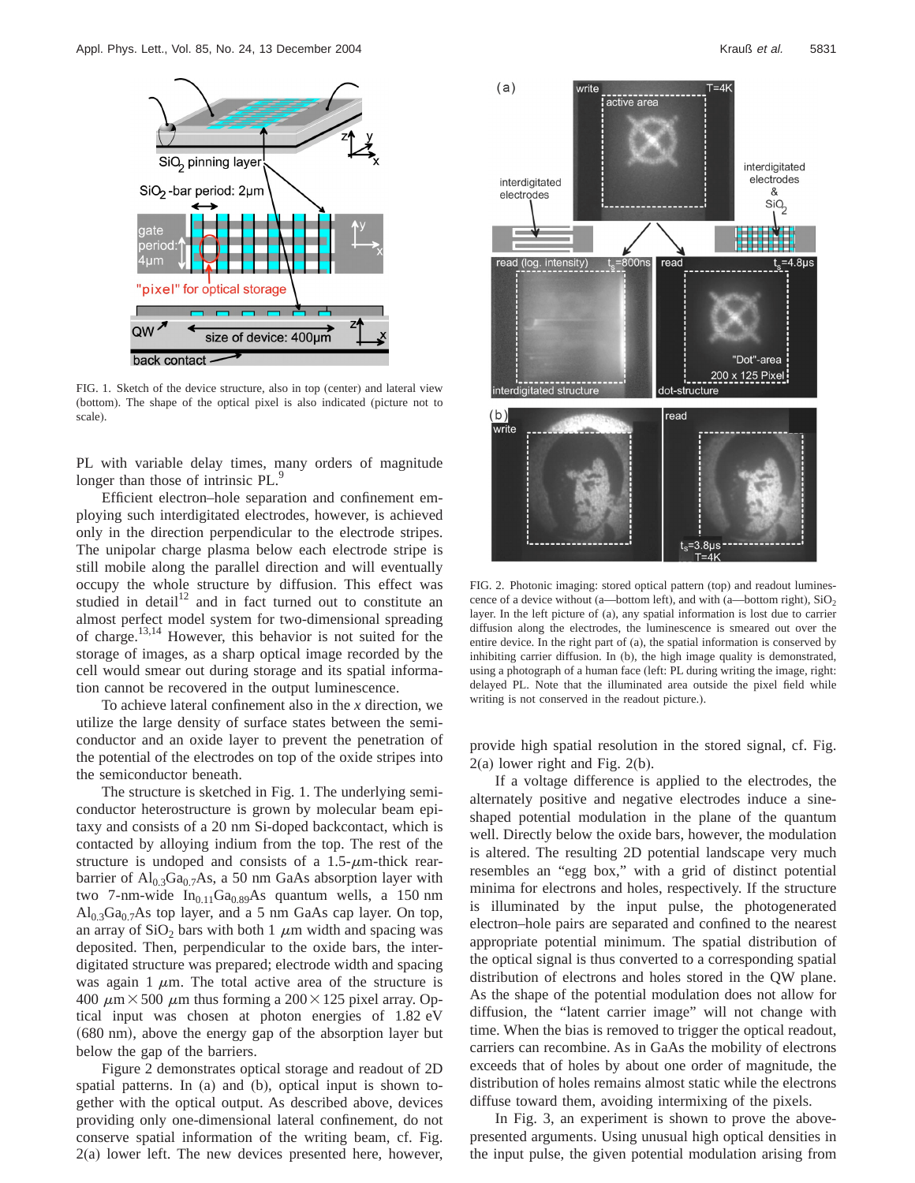FIG. 1. Sketch of the device structure, also in top (center) and lateral view (bottom). The shape of the optical pixel is also indicated (picture not to scale).

PL with variable delay times, many orders of magnitude longer than those of intrinsic PL.[9]

Efficient electron–hole separation and confinement employing such interdigitated electrodes, however, is achieved only in the direction perpendicular to the electrode stripes. The unipolar charge plasma below each electrode stripe is still mobile along the parallel direction and will eventually occupy the whole structure by diffusion. This effect was studied in detail[12] and in fact turned out to constitute an almost perfect model system for two-dimensional spreading of charge.[13,14] However, this behavior is not suited for the storage of images, as a sharp optical image recorded by the cell would smear out during storage and its spatial information cannot be recovered in the output luminescence.

To achieve lateral confinement also in the $x$ direction, we utilize the large density of surface states between the semiconductor and an oxide layer to prevent the penetration of the potential of the electrodes on top of the oxide stripes into the semiconductor beneath.

The structure is sketched in Fig. 1. The underlying semiconductor heterostructure is grown by molecular beam epitaxy and consists of a 20 nm Si-doped backcontact, which is contacted by alloying indium from the top. The rest of the structure is undoped and consists of a 1.5-$\mu$m-thick rear-barrier of $Al_{0.3}Ga_{0.7}As$, a 50 nm GaAs absorption layer with two 7-nm-wide $In_{0.11}Ga_{0.89}As$ quantum wells, a 150 nm $Al_{0.3}Ga_{0.7}As$ top layer, and a 5 nm GaAs cap layer. On top, an array of $SiO_2$ bars with both 1 $\mu$m width and spacing was deposited. Then, perpendicular to the oxide bars, the interdigitated structure was prepared; electrode width and spacing was again 1 $\mu$m. The total active area of the structure is 400 $\mu$m $\times$ 500 $\mu$m thus forming a 200 $\times$ 125 pixel array. Optical input was chosen at photon energies of 1.82 eV (680 nm), above the energy gap of the absorption layer but below the gap of the barriers.

Figure 2 demonstrates optical storage and readout of 2D spatial patterns. In (a) and (b), optical input is shown together with the optical output. As described above, devices providing only one-dimensional lateral confinement, do not conserve spatial information of the writing beam, cf. Fig. 2(a) lower left. The new devices presented here, however, provide high spatial resolution in the stored signal, cf. Fig. 2(a) lower right and Fig. 2(b).

FIG. 2. Photonic imaging: stored optical pattern (top) and readout luminescence of a device without (a—bottom left), and with (a—bottom right), $SiO_2$ layer. In the left picture of (a), any spatial information is lost due to carrier diffusion along the electrodes, the luminescence is smeared out over the entire device. In the right part of (a), the spatial information is conserved by inhibiting carrier diffusion. In (b), the high image quality is demonstrated, using a photograph of a human face (left: PL during writing the image, right: delayed PL. Note that the illuminated area outside the pixel field while writing is not conserved in the readout picture.).

If a voltage difference is applied to the electrodes, the alternately positive and negative electrodes induce a sine-shaped potential modulation in the plane of the quantum well. Directly below the oxide bars, however, the modulation is altered. The resulting 2D potential landscape very much resembles an "egg box," with a grid of distinct potential minima for electrons and holes, respectively. If the structure is illuminated by the input pulse, the photogenerated electron–hole pairs are separated and confined to the nearest appropriate potential minimum. The spatial distribution of the optical signal is thus converted to a corresponding spatial distribution of electrons and holes stored in the QW plane. As the shape of the potential modulation does not allow for diffusion, the "latent carrier image" will not change with time. When the bias is removed to trigger the optical readout, carriers can recombine. As in GaAs the mobility of electrons exceeds that of holes by about one order of magnitude, the distribution of holes remains almost static while the electrons diffuse toward them, avoiding intermixing of the pixels.

In Fig. 3, an experiment is shown to prove the above-presented arguments. Using unusual high optical densities in the input pulse, the given potential modulation arising from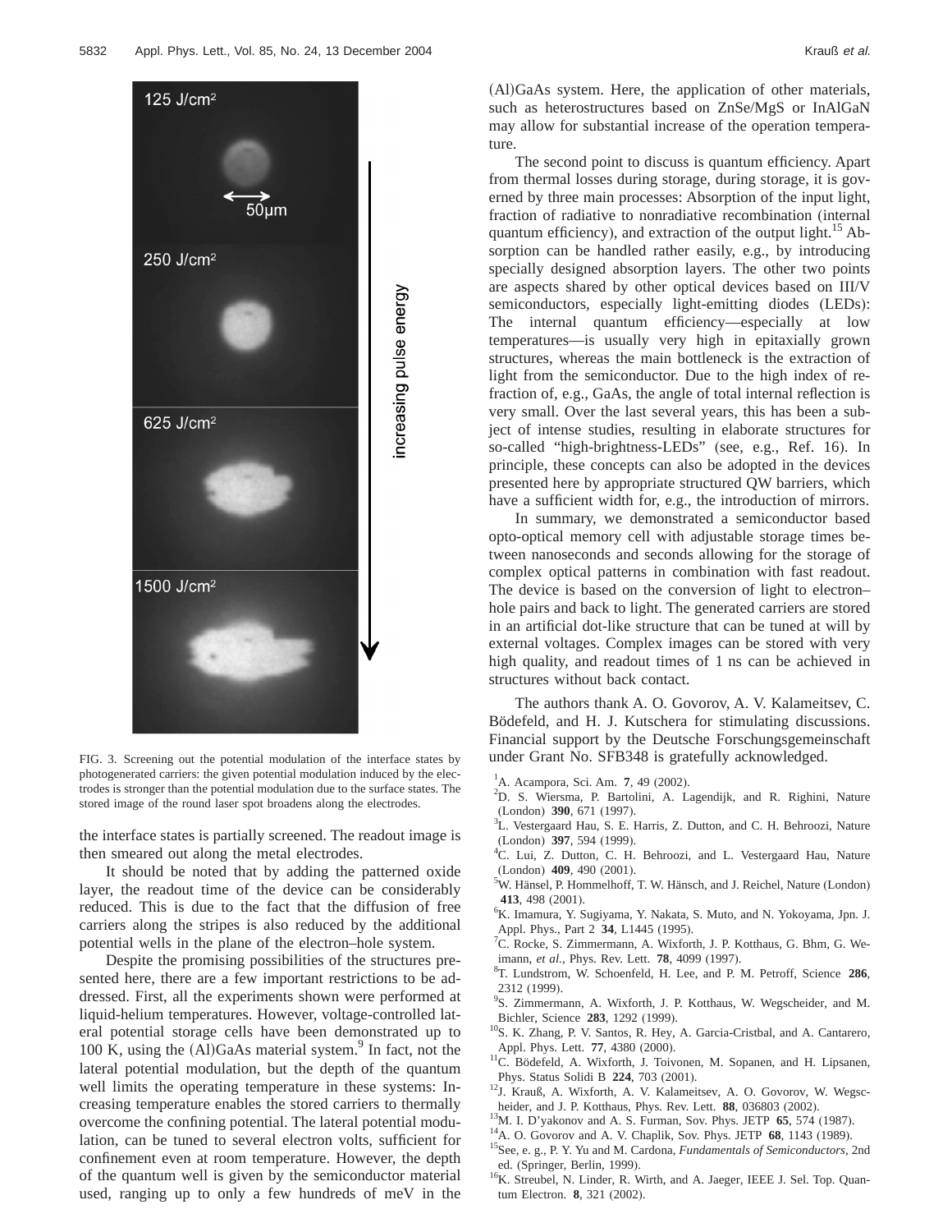125 J/cm²

50μm

250 J/cm²

625 J/cm²

1500 J/cm²

increasing pulse energy

FIG. 3. Screening out the potential modulation of the interface states by photogenerated carriers: the given potential modulation induced by the electrodes is stronger than the potential modulation due to the surface states. The stored image of the round laser spot broadens along the electrodes.

the interface states is partially screened. The readout image is then smeared out along the metal electrodes.

It should be noted that by adding the patterned oxide layer, the readout time of the device can be considerably reduced. This is due to the fact that the diffusion of free carriers along the stripes is also reduced by the additional potential wells in the plane of the electron–hole system.

Despite the promising possibilities of the structures presented here, there are a few important restrictions to be addressed. First, all the experiments shown were performed at liquid-helium temperatures. However, voltage-controlled lateral potential storage cells have been demonstrated up to 100 K, using the (Al)GaAs material system.[9] In fact, not the lateral potential modulation, but the depth of the quantum well limits the operating temperature in these systems: Increasing temperature enables the stored carriers to thermally overcome the confining potential. The lateral potential modulation, can be tuned to several electron volts, sufficient for confinement even at room temperature. However, the depth of the quantum well is given by the semiconductor material used, ranging up to only a few hundreds of meV in the (Al)GaAs system. Here, the application of other materials, such as heterostructures based on ZnSe/MgS or InAlGaN may allow for substantial increase of the operation temperature.

The second point to discuss is quantum efficiency. Apart from thermal losses during storage, during storage, it is governed by three main processes: Absorption of the input light, fraction of radiative to nonradiative recombination (internal quantum efficiency), and extraction of the output light.[15] Absorption can be handled rather easily, e.g., by introducing specially designed absorption layers. The other two points are aspects shared by other optical devices based on III/V semiconductors, especially light-emitting diodes (LEDs): The internal quantum efficiency—especially at low temperatures—is usually very high in epitaxially grown structures, whereas the main bottleneck is the extraction of light from the semiconductor. Due to the high index of refraction of, e.g., GaAs, the angle of total internal reflection is very small. Over the last several years, this has been a subject of intense studies, resulting in elaborate structures for so-called "high-brightness-LEDs" (see, e.g., Ref. 16). In principle, these concepts can also be adopted in the devices presented here by appropriate structured QW barriers, which have a sufficient width for, e.g., the introduction of mirrors.

In summary, we demonstrated a semiconductor based opto-optical memory cell with adjustable storage times between nanoseconds and seconds allowing for the storage of complex optical patterns in combination with fast readout. The device is based on the conversion of light to electron–hole pairs and back to light. The generated carriers are stored in an artificial dot-like structure that can be tuned at will by external voltages. Complex images can be stored with very high quality, and readout times of 1 ns can be achieved in structures without back contact.

The authors thank A. O. Govorov, A. V. Kalameitsev, C. Bödefeld, and H. J. Kutschera for stimulating discussions. Financial support by the Deutsche Forschungsgemeinschaft under Grant No. SFB348 is gratefully acknowledged.

[1] A. Acampora, Sci. Am. **7**, 49 (2002).

[2] D. S. Wiersma, P. Bartolini, A. Lagendijk, and R. Righini, Nature (London) **390**, 671 (1997).

[3] L. Vestergaard Hau, S. E. Harris, Z. Dutton, and C. H. Behroozi, Nature (London) **397**, 594 (1999).

[4] C. Lui, Z. Dutton, C. H. Behroozi, and L. Vestergaard Hau, Nature (London) **409**, 490 (2001).

[5] W. Hänsel, P. Hommelhoff, T. W. Hänsch, and J. Reichel, Nature (London) **413**, 498 (2001).

[6] K. Imamura, Y. Sugiyama, Y. Nakata, S. Muto, and N. Yokoyama, Jpn. J. Appl. Phys., Part 2 **34**, L1445 (1995).

[7] C. Rocke, S. Zimmermann, A. Wixforth, J. P. Kotthaus, G. Bhm, G. Weimann, *et al.*, Phys. Rev. Lett. **78**, 4099 (1997).

[8] T. Lundstrom, W. Schoenfeld, H. Lee, and P. M. Petroff, Science **286**, 2312 (1999).

[9] S. Zimmermann, A. Wixforth, J. P. Kotthaus, W. Wegscheider, and M. Bichler, Science **283**, 1292 (1999).

[10] S. K. Zhang, P. V. Santos, R. Hey, A. Garcia-Cristbal, and A. Cantarero, Appl. Phys. Lett. **77**, 4380 (2000).

[11] C. Bödefeld, A. Wixforth, J. Toivonen, M. Sopanen, and H. Lipsanen, Phys. Status Solidi B **224**, 703 (2001).

[12] J. Krauß, A. Wixforth, A. V. Kalameitsev, A. O. Govorov, W. Wegscheider, and J. P. Kotthaus, Phys. Rev. Lett. **88**, 036803 (2002).

[13] M. I. D'yakonov and A. S. Furman, Sov. Phys. JETP **65**, 574 (1987).

[14] A. O. Govorov and A. V. Chaplik, Sov. Phys. JETP **68**, 1143 (1989).

[15] See, e. g., P. Y. Yu and M. Cardona, *Fundamentals of Semiconductors*, 2nd ed. (Springer, Berlin, 1999).

[16] K. Streubel, N. Linder, R. Wirth, and A. Jaeger, IEEE J. Sel. Top. Quantum Electron. **8**, 321 (2002).